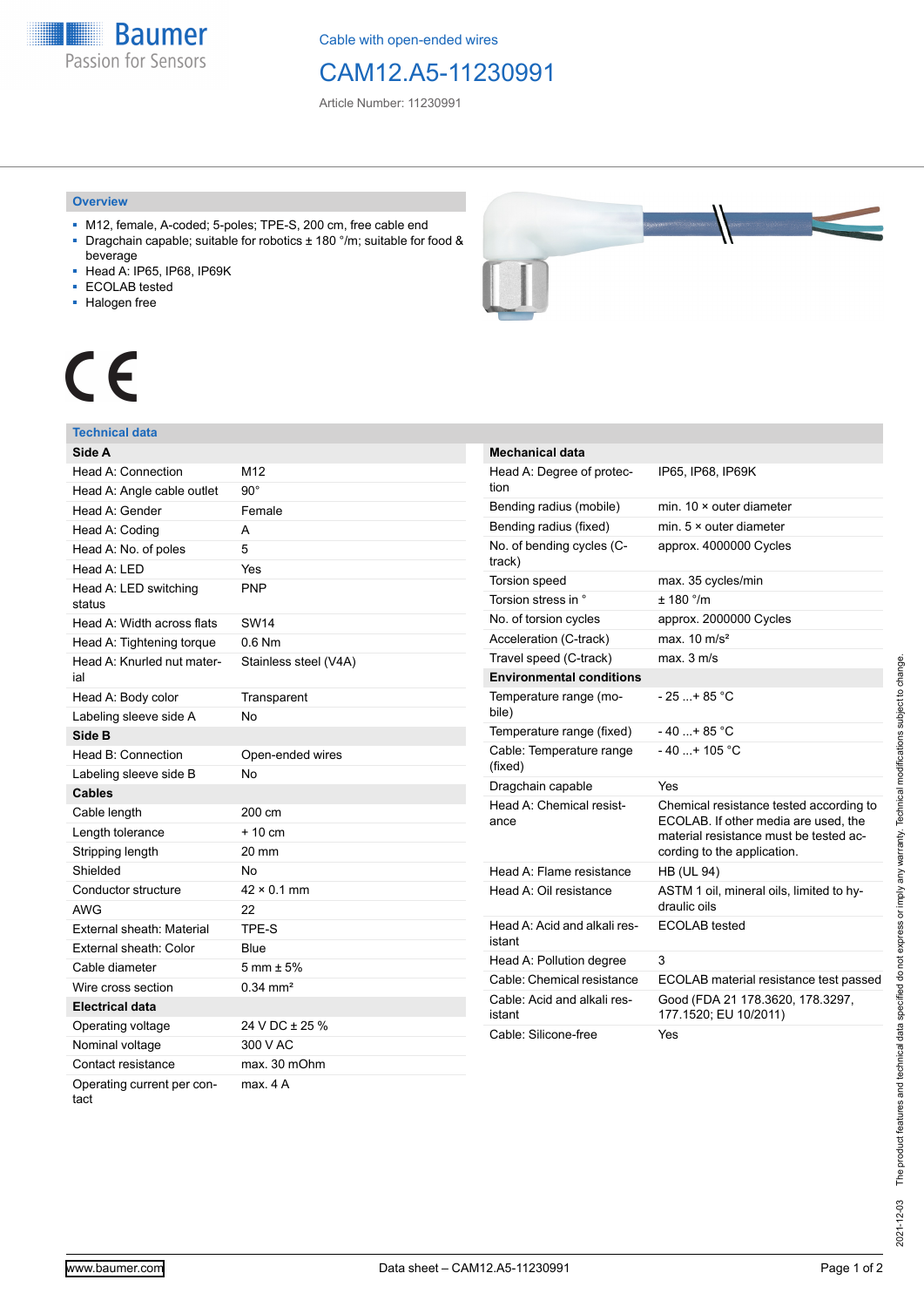Cable with open-ended wires

# CAM12.A5-11230991

Article Number: 11230991

## Overview

- M12, female, A-coded; 5-poles; TPE-S, 200 cm, free cable end
- Dragchain capable; suitable for robotics ± 180 °/m; suitable for food & beverage
- Head A: IP65, IP68, IP69K
- ECOLAB tested
- Halogen free

CE

## Technical data

| **Side A** | |
|---|---|
| Head A: Connection | M12 |
| Head A: Angle cable outlet | 90° |
| Head A: Gender | Female |
| Head A: Coding | A |
| Head A: No. of poles | 5 |
| Head A: LED | Yes |
| Head A: LED switching status | PNP |
| Head A: Width across flats | SW14 |
| Head A: Tightening torque | 0.6 Nm |
| Head A: Knurled nut material | Stainless steel (V4A) |
| Head A: Body color | Transparent |
| Labeling sleeve side A | No |
| **Side B** | |
| Head B: Connection | Open-ended wires |
| Labeling sleeve side B | No |
| **Cables** | |
| Cable length | 200 cm |
| Length tolerance | + 10 cm |
| Stripping length | 20 mm |
| Shielded | No |
| Conductor structure | 42 × 0.1 mm |
| AWG | 22 |
| External sheath: Material | TPE-S |
| External sheath: Color | Blue |
| Cable diameter | 5 mm ± 5% |
| Wire cross section | 0.34 mm² |
| **Electrical data** | |
| Operating voltage | 24 V DC ± 25 % |
| Nominal voltage | 300 V AC |
| Contact resistance | max. 30 mOhm |
| Operating current per contact | max. 4 A |

| **Mechanical data** | |
|---|---|
| Head A: Degree of protection | IP65, IP68, IP69K |
| Bending radius (mobile) | min. 10 × outer diameter |
| Bending radius (fixed) | min. 5 × outer diameter |
| No. of bending cycles (C-track) | approx. 4000000 Cycles |
| Torsion speed | max. 35 cycles/min |
| Torsion stress in ° | ± 180 °/m |
| No. of torsion cycles | approx. 2000000 Cycles |
| Acceleration (C-track) | max. 10 m/s² |
| Travel speed (C-track) | max. 3 m/s |
| **Environmental conditions** | |
| Temperature range (mobile) | - 25 ...+ 85 °C |
| Temperature range (fixed) | - 40 ...+ 85 °C |
| Cable: Temperature range (fixed) | - 40 ...+ 105 °C |
| Dragchain capable | Yes |
| Head A: Chemical resistance | Chemical resistance tested according to ECOLAB. If other media are used, the material resistance must be tested according to the application. |
| Head A: Flame resistance | HB (UL 94) |
| Head A: Oil resistance | ASTM 1 oil, mineral oils, limited to hydraulic oils |
| Head A: Acid and alkali resistant | ECOLAB tested |
| Head A: Pollution degree | 3 |
| Cable: Chemical resistance | ECOLAB material resistance test passed |
| Cable: Acid and alkali resistant | Good (FDA 21 178.3620, 178.3297, 177.1520; EU 10/2011) |
| Cable: Silicone-free | Yes |

2021-12-03 The product features and technical data specified do not express or imply any warranty. Technical modifications subject to change.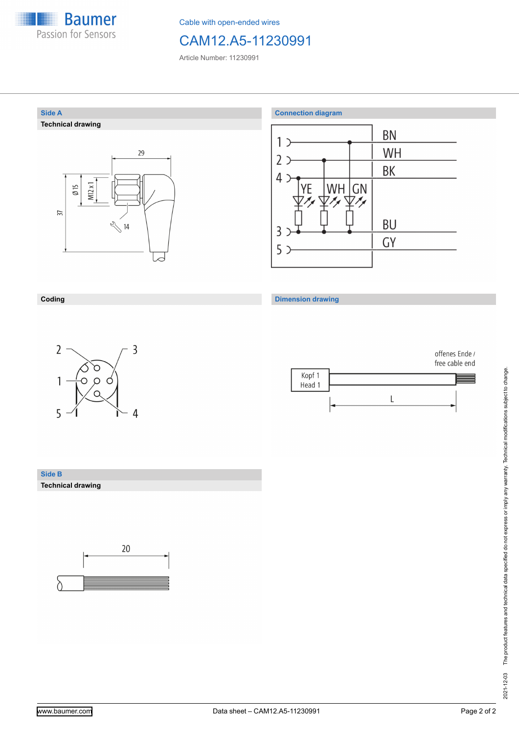Cable with open-ended wires

# CAM12.A5-11230991

Article Number: 11230991

## Side A

### Technical drawing

29

Ø15

M12 x 1

37

14

## Connection diagram

1
2
4
3
5

BN
WH
BK
BU
GY

YE
WH
GN

### Coding

2
3
1
5
4

## Dimension drawing

Kopf 1
Head 1

offenes Ende /
free cable end

L

## Side B

### Technical drawing

20

The product features and technical data specified do not express or imply any warranty. Technical modifications subject to change.

2021-12-03